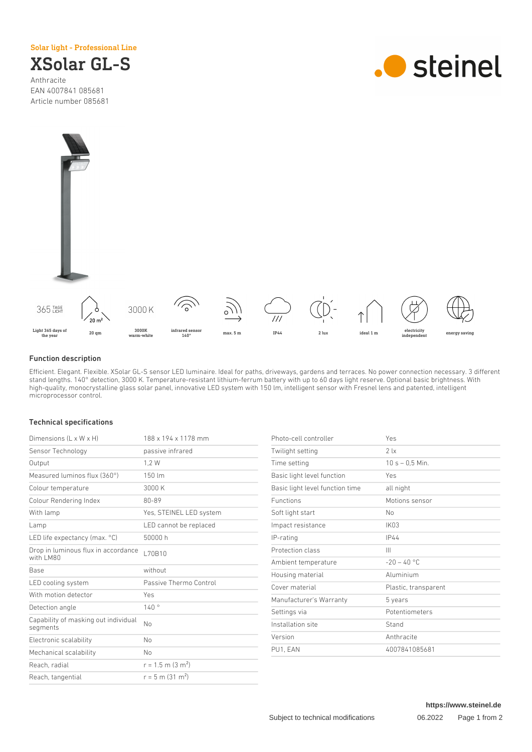Solar light - Professional Line

# XSolar GL-S

Anthracite
EAN 4007841 085681
Article number 085681

steinel

Light 365 days of the year | 20 qm | 3000K warm-white | infrared sensor 140° | max. 5 m | IP44 | 2 lux | ideal 1 m | electricity independent | energy saving

## Function description

Efficient. Elegant. Flexible. XSolar GL-S sensor LED luminaire. Ideal for paths, driveways, gardens and terraces. No power connection necessary. 3 different stand lengths. 140° detection, 3000 K. Temperature-resistant lithium-ferrum battery with up to 60 days light reserve. Optional basic brightness. With high-quality, monocrystalline glass solar panel, innovative LED system with 150 lm, intelligent sensor with Fresnel lens and patented, intelligent microprocessor control.

## Technical specifications

| | |
|---|---|
| Dimensions (L x W x H) | 188 x 194 x 1178 mm |
| Sensor Technology | passive infrared |
| Output | 1,2 W |
| Measured luminos flux (360°) | 150 lm |
| Colour temperature | 3000 K |
| Colour Rendering Index | 80-89 |
| With lamp | Yes, STEINEL LED system |
| Lamp | LED cannot be replaced |
| LED life expectancy (max. °C) | 50000 h |
| Drop in luminous flux in accordance with LM80 | L70B10 |
| Base | without |
| LED cooling system | Passive Thermo Control |
| With motion detector | Yes |
| Detection angle | 140 ° |
| Capability of masking out individual segments | No |
| Electronic scalability | No |
| Mechanical scalability | No |
| Reach, radial | r = 1.5 m (3 m²) |
| Reach, tangential | r = 5 m (31 m²) |
| Photo-cell controller | Yes |
| Twilight setting | 2 lx |
| Time setting | 10 s – 0,5 Min. |
| Basic light level function | Yes |
| Basic light level function time | all night |
| Functions | Motions sensor |
| Soft light start | No |
| Impact resistance | IK03 |
| IP-rating | IP44 |
| Protection class | III |
| Ambient temperature | -20 – 40 °C |
| Housing material | Aluminium |
| Cover material | Plastic, transparent |
| Manufacturer's Warranty | 5 years |
| Settings via | Potentiometers |
| Installation site | Stand |
| Version | Anthracite |
| PU1, EAN | 4007841085681 |

https://www.steinel.de

Subject to technical modifications 06.2022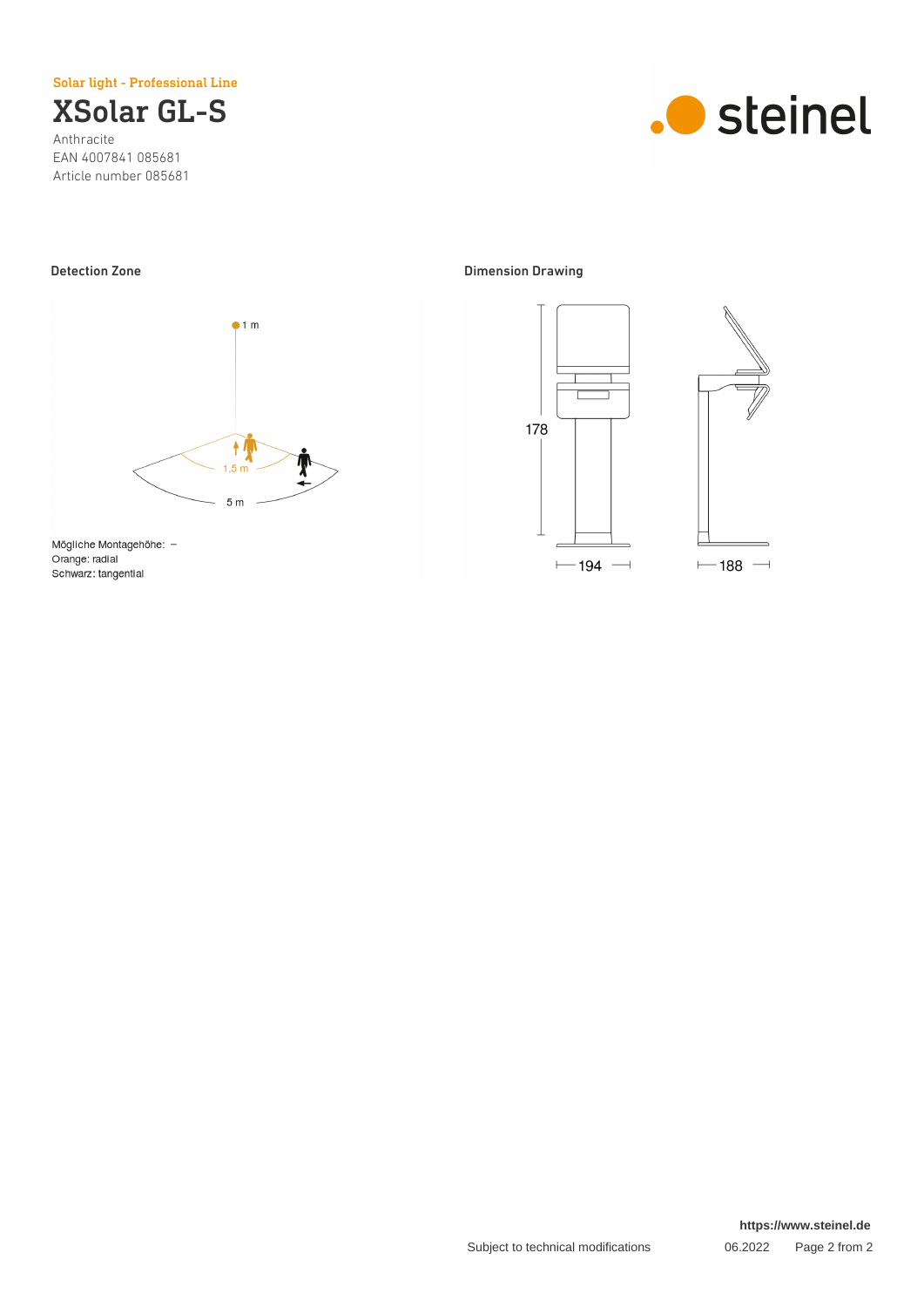Solar light - Professional Line

# XSolar GL-S

Anthracite
EAN 4007841 085681
Article number 085681

## Detection Zone

1 m
1,5 m
5 m

Mögliche Montagehöhe: –
Orange: radial
Schwarz: tangential

## Dimension Drawing

178
194
188

https://www.steinel.de

Subject to technical modifications 06.2022